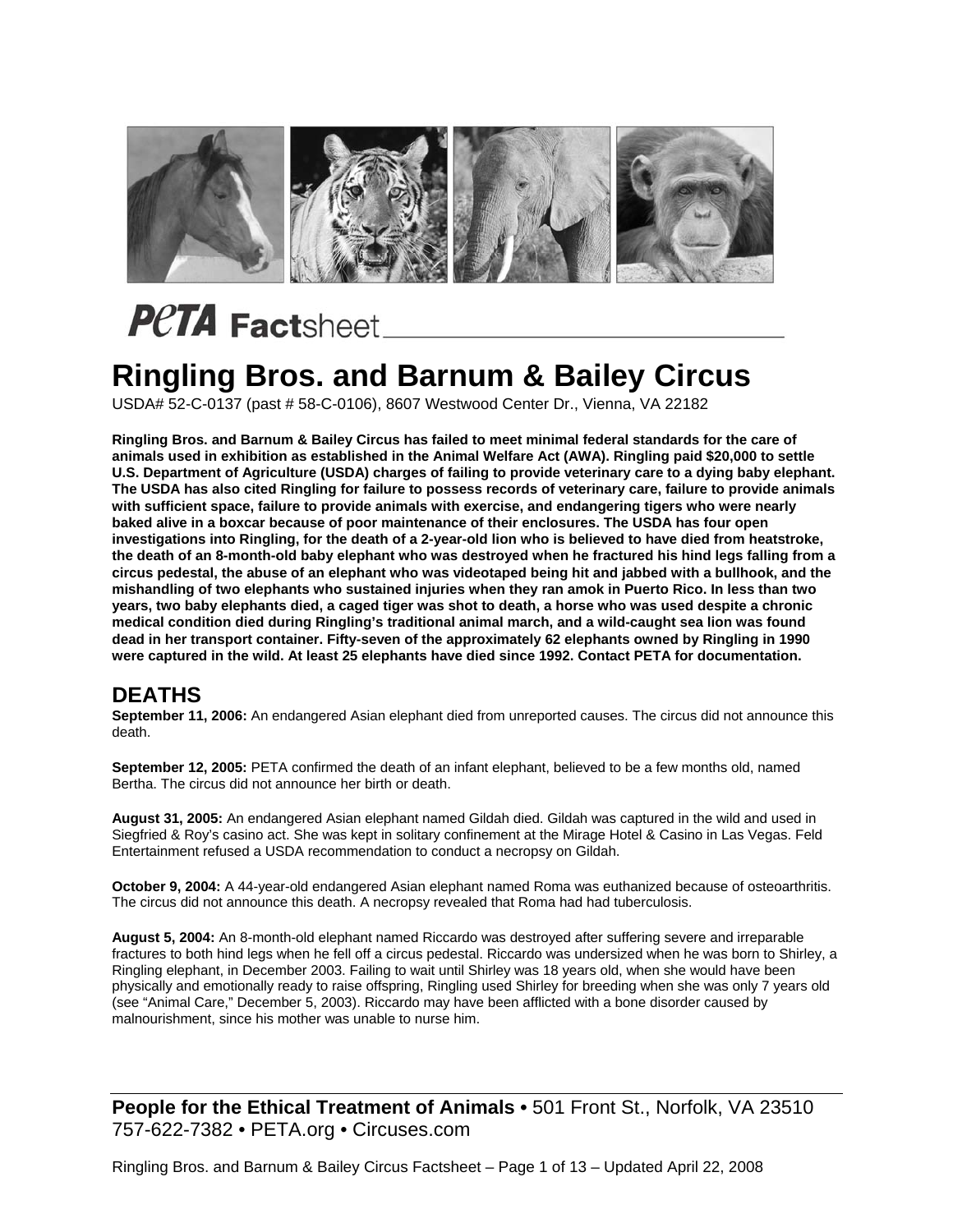**PETA Factsheet**

# Ringling Bros. and Barnum & Bailey Circus

USDA# 52-C-0137 (past # 58-C-0106), 8607 Westwood Center Dr., Vienna, VA 22182

**Ringling Bros. and Barnum & Bailey Circus has failed to meet minimal federal standards for the care of animals used in exhibition as established in the Animal Welfare Act (AWA). Ringling paid $20,000 to settle U.S. Department of Agriculture (USDA) charges of failing to provide veterinary care to a dying baby elephant. The USDA has also cited Ringling for failure to possess records of veterinary care, failure to provide animals with sufficient space, failure to provide animals with exercise, and endangering tigers who were nearly baked alive in a boxcar because of poor maintenance of their enclosures. The USDA has four open investigations into Ringling, for the death of a 2-year-old lion who is believed to have died from heatstroke, the death of an 8-month-old baby elephant who was destroyed when he fractured his hind legs falling from a circus pedestal, the abuse of an elephant who was videotaped being hit and jabbed with a bullhook, and the mishandling of two elephants who sustained injuries when they ran amok in Puerto Rico. In less than two years, two baby elephants died, a caged tiger was shot to death, a horse who was used despite a chronic medical condition died during Ringling's traditional animal march, and a wild-caught sea lion was found dead in her transport container. Fifty-seven of the approximately 62 elephants owned by Ringling in 1990 were captured in the wild. At least 25 elephants have died since 1992. Contact PETA for documentation.**

## DEATHS

**September 11, 2006:** An endangered Asian elephant died from unreported causes. The circus did not announce this death.

**September 12, 2005:** PETA confirmed the death of an infant elephant, believed to be a few months old, named Bertha. The circus did not announce her birth or death.

**August 31, 2005:** An endangered Asian elephant named Gildah died. Gildah was captured in the wild and used in Siegfried & Roy's casino act. She was kept in solitary confinement at the Mirage Hotel & Casino in Las Vegas. Feld Entertainment refused a USDA recommendation to conduct a necropsy on Gildah.

**October 9, 2004:** A 44-year-old endangered Asian elephant named Roma was euthanized because of osteoarthritis. The circus did not announce this death. A necropsy revealed that Roma had had tuberculosis.

**August 5, 2004:** An 8-month-old elephant named Riccardo was destroyed after suffering severe and irreparable fractures to both hind legs when he fell off a circus pedestal. Riccardo was undersized when he was born to Shirley, a Ringling elephant, in December 2003. Failing to wait until Shirley was 18 years old, when she would have been physically and emotionally ready to raise offspring, Ringling used Shirley for breeding when she was only 7 years old (see "Animal Care," December 5, 2003). Riccardo may have been afflicted with a bone disorder caused by malnourishment, since his mother was unable to nurse him.

**People for the Ethical Treatment of Animals** • 501 Front St., Norfolk, VA 23510
757-622-7382 • PETA.org • Circuses.com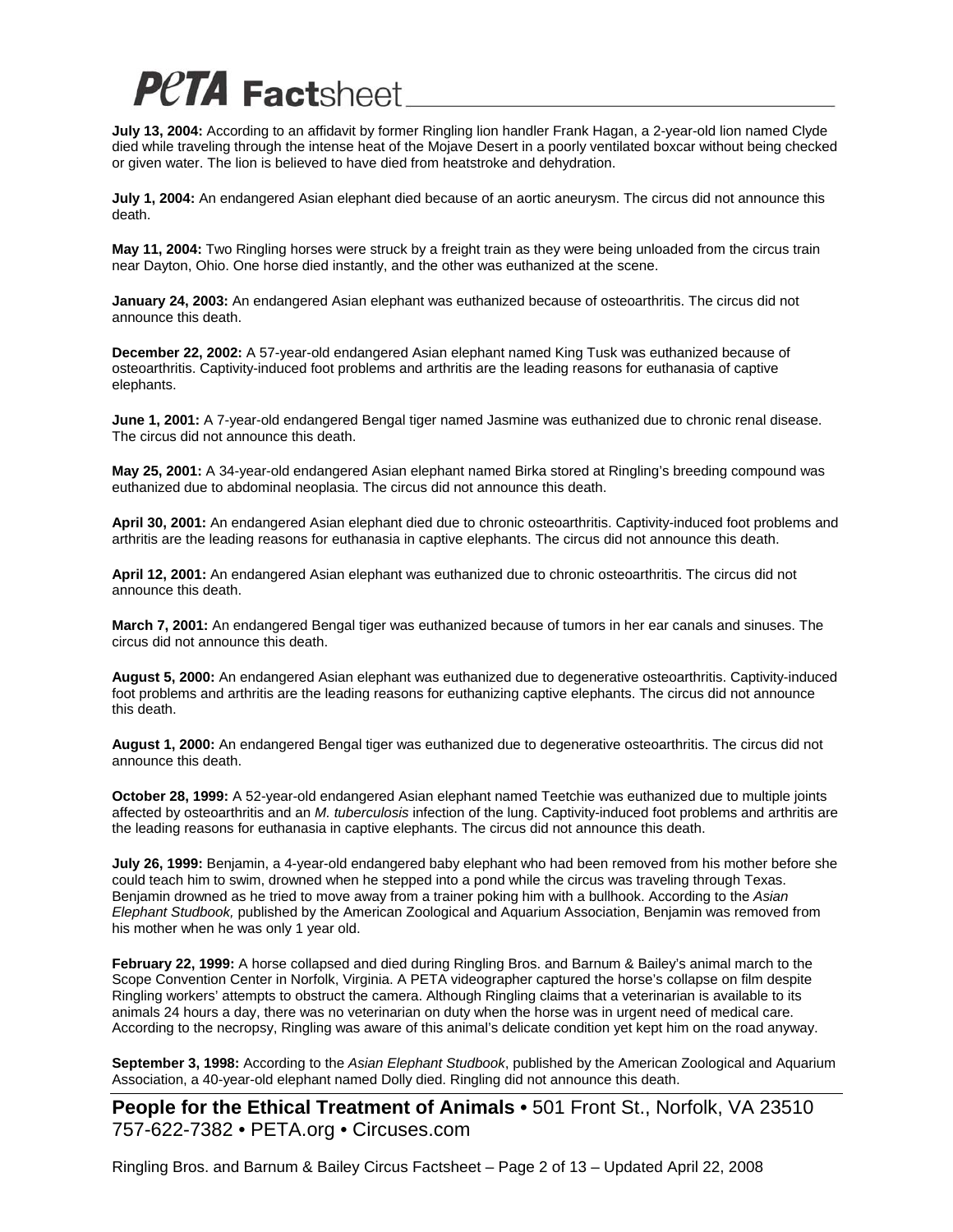**July 13, 2004:** According to an affidavit by former Ringling lion handler Frank Hagan, a 2-year-old lion named Clyde died while traveling through the intense heat of the Mojave Desert in a poorly ventilated boxcar without being checked or given water. The lion is believed to have died from heatstroke and dehydration.

**July 1, 2004:** An endangered Asian elephant died because of an aortic aneurysm. The circus did not announce this death.

**May 11, 2004:** Two Ringling horses were struck by a freight train as they were being unloaded from the circus train near Dayton, Ohio. One horse died instantly, and the other was euthanized at the scene.

**January 24, 2003:** An endangered Asian elephant was euthanized because of osteoarthritis. The circus did not announce this death.

**December 22, 2002:** A 57-year-old endangered Asian elephant named King Tusk was euthanized because of osteoarthritis. Captivity-induced foot problems and arthritis are the leading reasons for euthanasia of captive elephants.

**June 1, 2001:** A 7-year-old endangered Bengal tiger named Jasmine was euthanized due to chronic renal disease. The circus did not announce this death.

**May 25, 2001:** A 34-year-old endangered Asian elephant named Birka stored at Ringling's breeding compound was euthanized due to abdominal neoplasia. The circus did not announce this death.

**April 30, 2001:** An endangered Asian elephant died due to chronic osteoarthritis. Captivity-induced foot problems and arthritis are the leading reasons for euthanasia in captive elephants. The circus did not announce this death.

**April 12, 2001:** An endangered Asian elephant was euthanized due to chronic osteoarthritis. The circus did not announce this death.

**March 7, 2001:** An endangered Bengal tiger was euthanized because of tumors in her ear canals and sinuses. The circus did not announce this death.

**August 5, 2000:** An endangered Asian elephant was euthanized due to degenerative osteoarthritis. Captivity-induced foot problems and arthritis are the leading reasons for euthanizing captive elephants. The circus did not announce this death.

**August 1, 2000:** An endangered Bengal tiger was euthanized due to degenerative osteoarthritis. The circus did not announce this death.

**October 28, 1999:** A 52-year-old endangered Asian elephant named Teetchie was euthanized due to multiple joints affected by osteoarthritis and an *M. tuberculosis* infection of the lung. Captivity-induced foot problems and arthritis are the leading reasons for euthanasia in captive elephants. The circus did not announce this death.

**July 26, 1999:** Benjamin, a 4-year-old endangered baby elephant who had been removed from his mother before she could teach him to swim, drowned when he stepped into a pond while the circus was traveling through Texas. Benjamin drowned as he tried to move away from a trainer poking him with a bullhook. According to the *Asian Elephant Studbook,* published by the American Zoological and Aquarium Association, Benjamin was removed from his mother when he was only 1 year old.

**February 22, 1999:** A horse collapsed and died during Ringling Bros. and Barnum & Bailey's animal march to the Scope Convention Center in Norfolk, Virginia. A PETA videographer captured the horse's collapse on film despite Ringling workers' attempts to obstruct the camera. Although Ringling claims that a veterinarian is available to its animals 24 hours a day, there was no veterinarian on duty when the horse was in urgent need of medical care. According to the necropsy, Ringling was aware of this animal's delicate condition yet kept him on the road anyway.

**September 3, 1998:** According to the *Asian Elephant Studbook*, published by the American Zoological and Aquarium Association, a 40-year-old elephant named Dolly died. Ringling did not announce this death.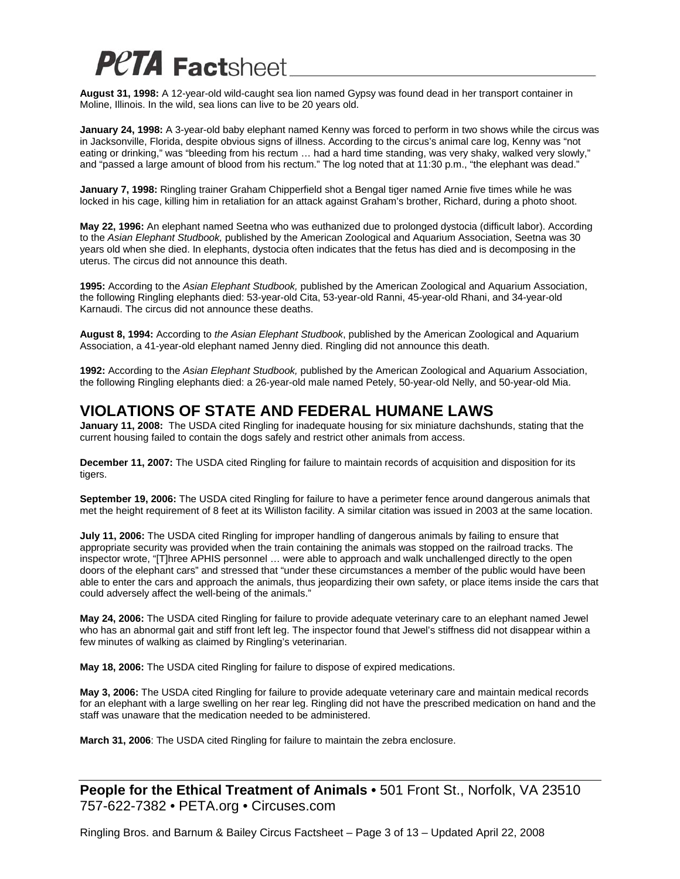**August 31, 1998:** A 12-year-old wild-caught sea lion named Gypsy was found dead in her transport container in Moline, Illinois. In the wild, sea lions can live to be 20 years old.

**January 24, 1998:** A 3-year-old baby elephant named Kenny was forced to perform in two shows while the circus was in Jacksonville, Florida, despite obvious signs of illness. According to the circus's animal care log, Kenny was "not eating or drinking," was "bleeding from his rectum … had a hard time standing, was very shaky, walked very slowly," and "passed a large amount of blood from his rectum." The log noted that at 11:30 p.m., "the elephant was dead."

**January 7, 1998:** Ringling trainer Graham Chipperfield shot a Bengal tiger named Arnie five times while he was locked in his cage, killing him in retaliation for an attack against Graham's brother, Richard, during a photo shoot.

**May 22, 1996:** An elephant named Seetna who was euthanized due to prolonged dystocia (difficult labor). According to the *Asian Elephant Studbook,* published by the American Zoological and Aquarium Association, Seetna was 30 years old when she died. In elephants, dystocia often indicates that the fetus has died and is decomposing in the uterus. The circus did not announce this death.

**1995:** According to the *Asian Elephant Studbook,* published by the American Zoological and Aquarium Association, the following Ringling elephants died: 53-year-old Cita, 53-year-old Ranni, 45-year-old Rhani, and 34-year-old Karnaudi. The circus did not announce these deaths.

**August 8, 1994:** According to *the Asian Elephant Studbook*, published by the American Zoological and Aquarium Association, a 41-year-old elephant named Jenny died. Ringling did not announce this death.

**1992:** According to the *Asian Elephant Studbook,* published by the American Zoological and Aquarium Association, the following Ringling elephants died: a 26-year-old male named Petely, 50-year-old Nelly, and 50-year-old Mia.

## VIOLATIONS OF STATE AND FEDERAL HUMANE LAWS

**January 11, 2008:** The USDA cited Ringling for inadequate housing for six miniature dachshunds, stating that the current housing failed to contain the dogs safely and restrict other animals from access.

**December 11, 2007:** The USDA cited Ringling for failure to maintain records of acquisition and disposition for its tigers.

**September 19, 2006:** The USDA cited Ringling for failure to have a perimeter fence around dangerous animals that met the height requirement of 8 feet at its Williston facility. A similar citation was issued in 2003 at the same location.

**July 11, 2006:** The USDA cited Ringling for improper handling of dangerous animals by failing to ensure that appropriate security was provided when the train containing the animals was stopped on the railroad tracks. The inspector wrote, "[T]hree APHIS personnel … were able to approach and walk unchallenged directly to the open doors of the elephant cars" and stressed that "under these circumstances a member of the public would have been able to enter the cars and approach the animals, thus jeopardizing their own safety, or place items inside the cars that could adversely affect the well-being of the animals."

**May 24, 2006:** The USDA cited Ringling for failure to provide adequate veterinary care to an elephant named Jewel who has an abnormal gait and stiff front left leg. The inspector found that Jewel's stiffness did not disappear within a few minutes of walking as claimed by Ringling's veterinarian.

**May 18, 2006:** The USDA cited Ringling for failure to dispose of expired medications.

**May 3, 2006:** The USDA cited Ringling for failure to provide adequate veterinary care and maintain medical records for an elephant with a large swelling on her rear leg. Ringling did not have the prescribed medication on hand and the staff was unaware that the medication needed to be administered.

**March 31, 2006**: The USDA cited Ringling for failure to maintain the zebra enclosure.

**People for the Ethical Treatment of Animals** • 501 Front St., Norfolk, VA 23510
757-622-7382 • PETA.org • Circuses.com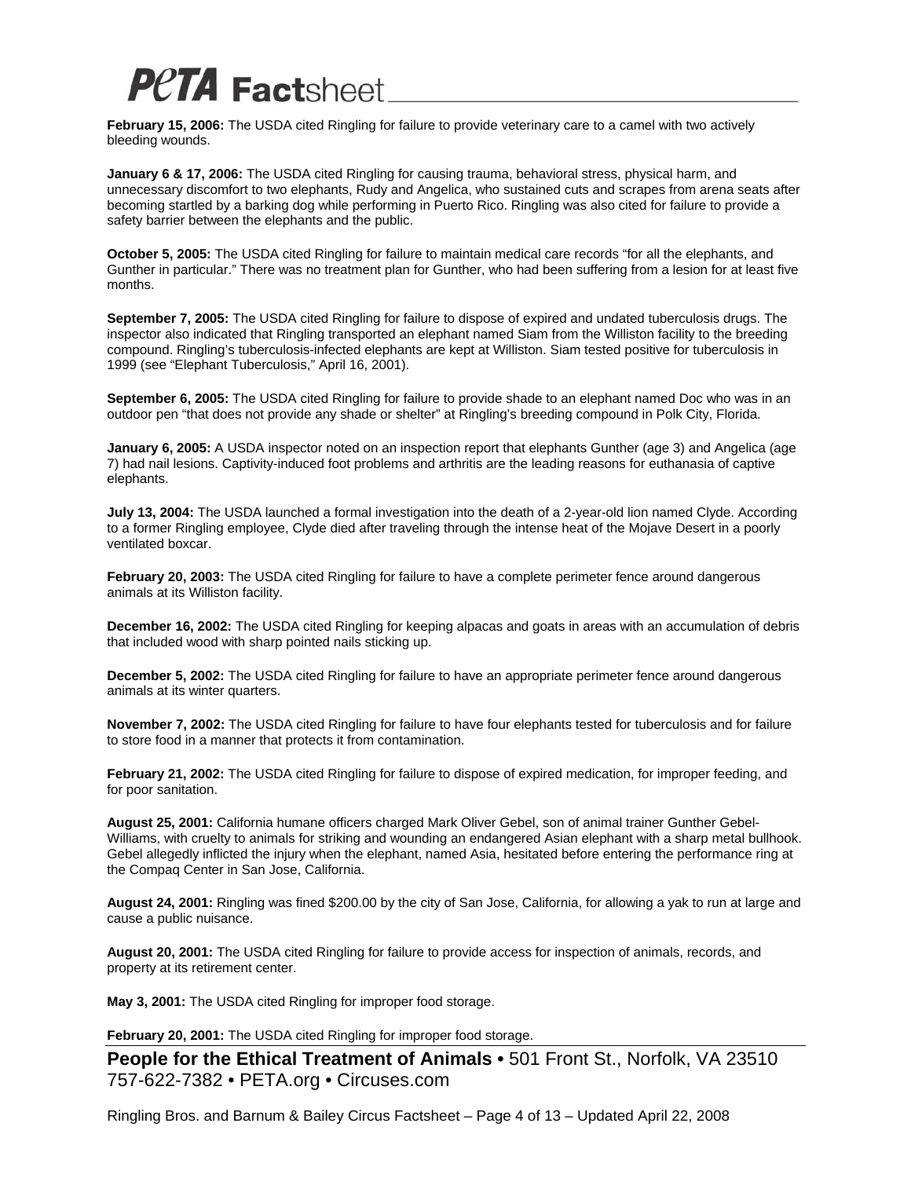**February 15, 2006:** The USDA cited Ringling for failure to provide veterinary care to a camel with two actively bleeding wounds.

**January 6 & 17, 2006:** The USDA cited Ringling for causing trauma, behavioral stress, physical harm, and unnecessary discomfort to two elephants, Rudy and Angelica, who sustained cuts and scrapes from arena seats after becoming startled by a barking dog while performing in Puerto Rico. Ringling was also cited for failure to provide a safety barrier between the elephants and the public.

**October 5, 2005:** The USDA cited Ringling for failure to maintain medical care records "for all the elephants, and Gunther in particular." There was no treatment plan for Gunther, who had been suffering from a lesion for at least five months.

**September 7, 2005:** The USDA cited Ringling for failure to dispose of expired and undated tuberculosis drugs. The inspector also indicated that Ringling transported an elephant named Siam from the Williston facility to the breeding compound. Ringling's tuberculosis-infected elephants are kept at Williston. Siam tested positive for tuberculosis in 1999 (see "Elephant Tuberculosis," April 16, 2001).

**September 6, 2005:** The USDA cited Ringling for failure to provide shade to an elephant named Doc who was in an outdoor pen "that does not provide any shade or shelter" at Ringling's breeding compound in Polk City, Florida.

**January 6, 2005:** A USDA inspector noted on an inspection report that elephants Gunther (age 3) and Angelica (age 7) had nail lesions. Captivity-induced foot problems and arthritis are the leading reasons for euthanasia of captive elephants.

**July 13, 2004:** The USDA launched a formal investigation into the death of a 2-year-old lion named Clyde. According to a former Ringling employee, Clyde died after traveling through the intense heat of the Mojave Desert in a poorly ventilated boxcar.

**February 20, 2003:** The USDA cited Ringling for failure to have a complete perimeter fence around dangerous animals at its Williston facility.

**December 16, 2002:** The USDA cited Ringling for keeping alpacas and goats in areas with an accumulation of debris that included wood with sharp pointed nails sticking up.

**December 5, 2002:** The USDA cited Ringling for failure to have an appropriate perimeter fence around dangerous animals at its winter quarters.

**November 7, 2002:** The USDA cited Ringling for failure to have four elephants tested for tuberculosis and for failure to store food in a manner that protects it from contamination.

**February 21, 2002:** The USDA cited Ringling for failure to dispose of expired medication, for improper feeding, and for poor sanitation.

**August 25, 2001:** California humane officers charged Mark Oliver Gebel, son of animal trainer Gunther Gebel-Williams, with cruelty to animals for striking and wounding an endangered Asian elephant with a sharp metal bullhook. Gebel allegedly inflicted the injury when the elephant, named Asia, hesitated before entering the performance ring at the Compaq Center in San Jose, California.

**August 24, 2001:** Ringling was fined $200.00 by the city of San Jose, California, for allowing a yak to run at large and cause a public nuisance.

**August 20, 2001:** The USDA cited Ringling for failure to provide access for inspection of animals, records, and property at its retirement center.

**May 3, 2001:** The USDA cited Ringling for improper food storage.

**February 20, 2001:** The USDA cited Ringling for improper food storage.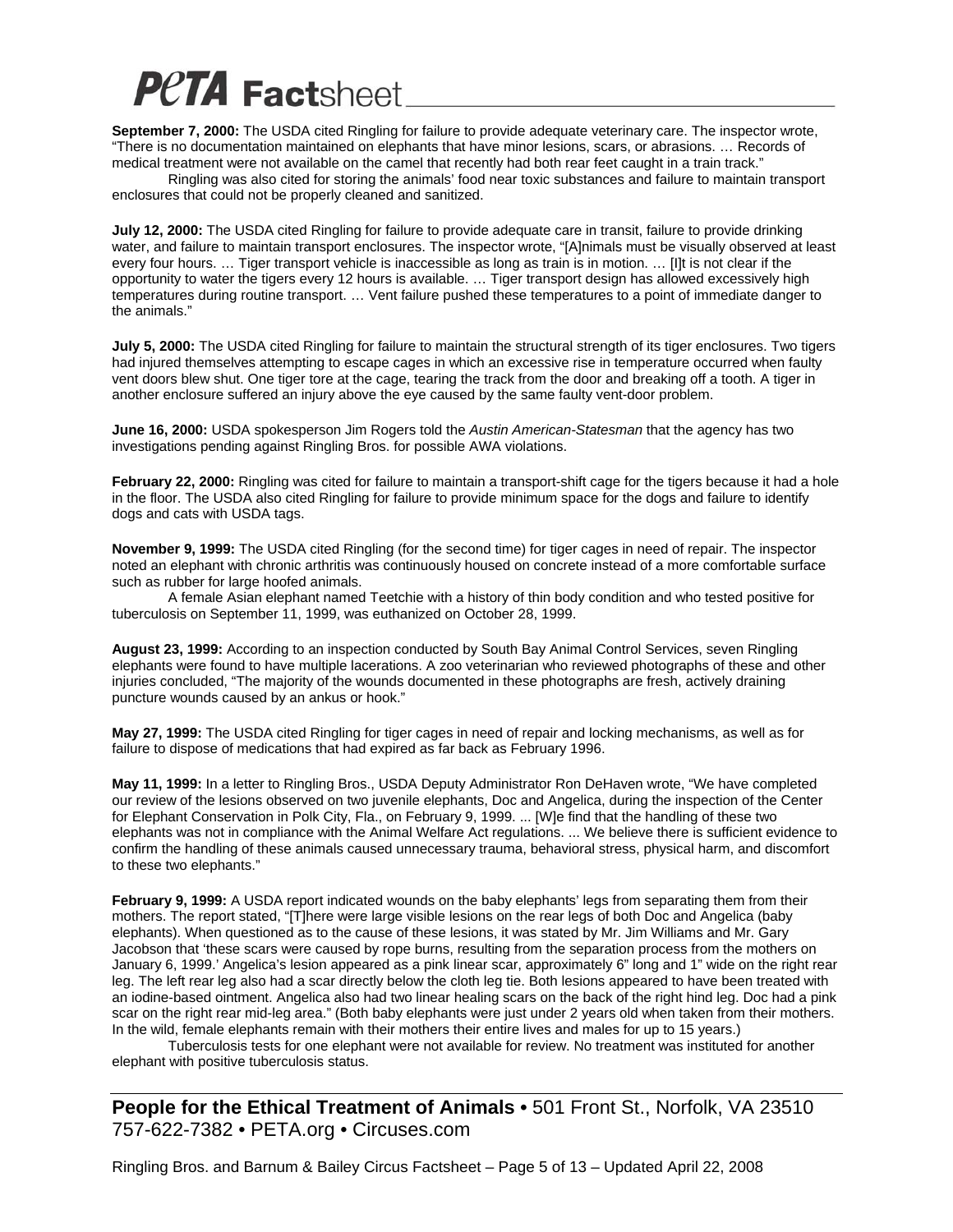**September 7, 2000:** The USDA cited Ringling for failure to provide adequate veterinary care. The inspector wrote, "There is no documentation maintained on elephants that have minor lesions, scars, or abrasions. … Records of medical treatment were not available on the camel that recently had both rear feet caught in a train track."

Ringling was also cited for storing the animals' food near toxic substances and failure to maintain transport enclosures that could not be properly cleaned and sanitized.

**July 12, 2000:** The USDA cited Ringling for failure to provide adequate care in transit, failure to provide drinking water, and failure to maintain transport enclosures. The inspector wrote, "[A]nimals must be visually observed at least every four hours. … Tiger transport vehicle is inaccessible as long as train is in motion. … [I]t is not clear if the opportunity to water the tigers every 12 hours is available. … Tiger transport design has allowed excessively high temperatures during routine transport. … Vent failure pushed these temperatures to a point of immediate danger to the animals."

**July 5, 2000:** The USDA cited Ringling for failure to maintain the structural strength of its tiger enclosures. Two tigers had injured themselves attempting to escape cages in which an excessive rise in temperature occurred when faulty vent doors blew shut. One tiger tore at the cage, tearing the track from the door and breaking off a tooth. A tiger in another enclosure suffered an injury above the eye caused by the same faulty vent-door problem.

**June 16, 2000:** USDA spokesperson Jim Rogers told the *Austin American-Statesman* that the agency has two investigations pending against Ringling Bros. for possible AWA violations.

**February 22, 2000:** Ringling was cited for failure to maintain a transport-shift cage for the tigers because it had a hole in the floor. The USDA also cited Ringling for failure to provide minimum space for the dogs and failure to identify dogs and cats with USDA tags.

**November 9, 1999:** The USDA cited Ringling (for the second time) for tiger cages in need of repair. The inspector noted an elephant with chronic arthritis was continuously housed on concrete instead of a more comfortable surface such as rubber for large hoofed animals.

A female Asian elephant named Teetchie with a history of thin body condition and who tested positive for tuberculosis on September 11, 1999, was euthanized on October 28, 1999.

**August 23, 1999:** According to an inspection conducted by South Bay Animal Control Services, seven Ringling elephants were found to have multiple lacerations. A zoo veterinarian who reviewed photographs of these and other injuries concluded, "The majority of the wounds documented in these photographs are fresh, actively draining puncture wounds caused by an ankus or hook."

**May 27, 1999:** The USDA cited Ringling for tiger cages in need of repair and locking mechanisms, as well as for failure to dispose of medications that had expired as far back as February 1996.

**May 11, 1999:** In a letter to Ringling Bros., USDA Deputy Administrator Ron DeHaven wrote, "We have completed our review of the lesions observed on two juvenile elephants, Doc and Angelica, during the inspection of the Center for Elephant Conservation in Polk City, Fla., on February 9, 1999. ... [W]e find that the handling of these two elephants was not in compliance with the Animal Welfare Act regulations. ... We believe there is sufficient evidence to confirm the handling of these animals caused unnecessary trauma, behavioral stress, physical harm, and discomfort to these two elephants."

**February 9, 1999:** A USDA report indicated wounds on the baby elephants' legs from separating them from their mothers. The report stated, "[T]here were large visible lesions on the rear legs of both Doc and Angelica (baby elephants). When questioned as to the cause of these lesions, it was stated by Mr. Jim Williams and Mr. Gary Jacobson that 'these scars were caused by rope burns, resulting from the separation process from the mothers on January 6, 1999.' Angelica's lesion appeared as a pink linear scar, approximately 6" long and 1" wide on the right rear leg. The left rear leg also had a scar directly below the cloth leg tie. Both lesions appeared to have been treated with an iodine-based ointment. Angelica also had two linear healing scars on the back of the right hind leg. Doc had a pink scar on the right rear mid-leg area." (Both baby elephants were just under 2 years old when taken from their mothers. In the wild, female elephants remain with their mothers their entire lives and males for up to 15 years.)

Tuberculosis tests for one elephant were not available for review. No treatment was instituted for another elephant with positive tuberculosis status.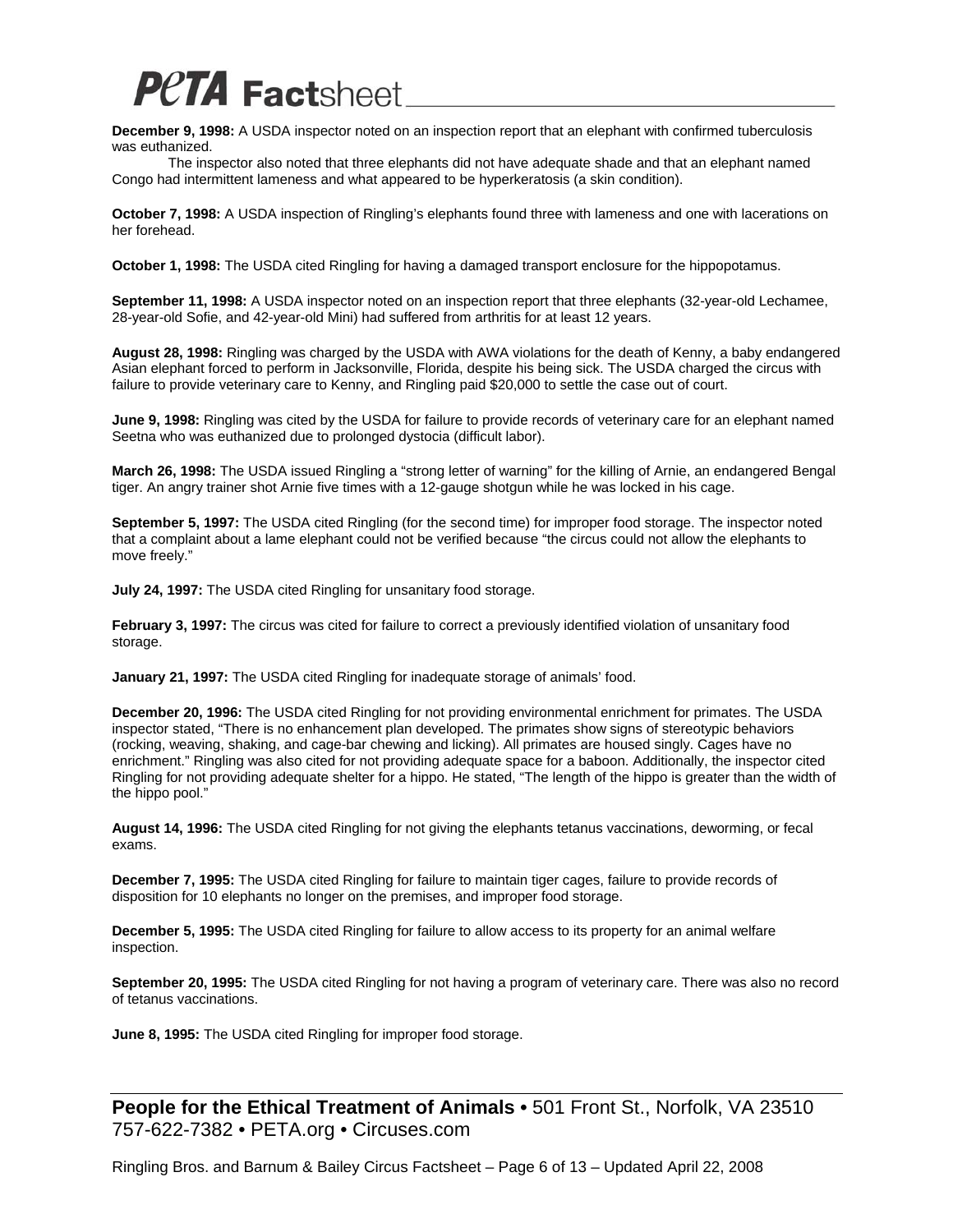**December 9, 1998:** A USDA inspector noted on an inspection report that an elephant with confirmed tuberculosis was euthanized.

The inspector also noted that three elephants did not have adequate shade and that an elephant named Congo had intermittent lameness and what appeared to be hyperkeratosis (a skin condition).

**October 7, 1998:** A USDA inspection of Ringling's elephants found three with lameness and one with lacerations on her forehead.

**October 1, 1998:** The USDA cited Ringling for having a damaged transport enclosure for the hippopotamus.

**September 11, 1998:** A USDA inspector noted on an inspection report that three elephants (32-year-old Lechamee, 28-year-old Sofie, and 42-year-old Mini) had suffered from arthritis for at least 12 years.

**August 28, 1998:** Ringling was charged by the USDA with AWA violations for the death of Kenny, a baby endangered Asian elephant forced to perform in Jacksonville, Florida, despite his being sick. The USDA charged the circus with failure to provide veterinary care to Kenny, and Ringling paid $20,000 to settle the case out of court.

**June 9, 1998:** Ringling was cited by the USDA for failure to provide records of veterinary care for an elephant named Seetna who was euthanized due to prolonged dystocia (difficult labor).

**March 26, 1998:** The USDA issued Ringling a "strong letter of warning" for the killing of Arnie, an endangered Bengal tiger. An angry trainer shot Arnie five times with a 12-gauge shotgun while he was locked in his cage.

**September 5, 1997:** The USDA cited Ringling (for the second time) for improper food storage. The inspector noted that a complaint about a lame elephant could not be verified because "the circus could not allow the elephants to move freely."

**July 24, 1997:** The USDA cited Ringling for unsanitary food storage.

**February 3, 1997:** The circus was cited for failure to correct a previously identified violation of unsanitary food storage.

**January 21, 1997:** The USDA cited Ringling for inadequate storage of animals' food.

**December 20, 1996:** The USDA cited Ringling for not providing environmental enrichment for primates. The USDA inspector stated, "There is no enhancement plan developed. The primates show signs of stereotypic behaviors (rocking, weaving, shaking, and cage-bar chewing and licking). All primates are housed singly. Cages have no enrichment." Ringling was also cited for not providing adequate space for a baboon. Additionally, the inspector cited Ringling for not providing adequate shelter for a hippo. He stated, "The length of the hippo is greater than the width of the hippo pool."

**August 14, 1996:** The USDA cited Ringling for not giving the elephants tetanus vaccinations, deworming, or fecal exams.

**December 7, 1995:** The USDA cited Ringling for failure to maintain tiger cages, failure to provide records of disposition for 10 elephants no longer on the premises, and improper food storage.

**December 5, 1995:** The USDA cited Ringling for failure to allow access to its property for an animal welfare inspection.

**September 20, 1995:** The USDA cited Ringling for not having a program of veterinary care. There was also no record of tetanus vaccinations.

**June 8, 1995:** The USDA cited Ringling for improper food storage.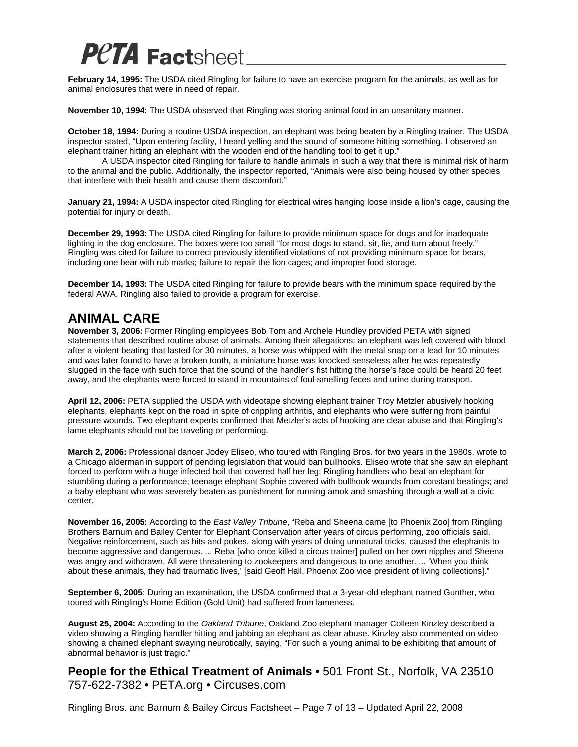**February 14, 1995:** The USDA cited Ringling for failure to have an exercise program for the animals, as well as for animal enclosures that were in need of repair.

**November 10, 1994:** The USDA observed that Ringling was storing animal food in an unsanitary manner.

**October 18, 1994:** During a routine USDA inspection, an elephant was being beaten by a Ringling trainer. The USDA inspector stated, "Upon entering facility, I heard yelling and the sound of someone hitting something. I observed an elephant trainer hitting an elephant with the wooden end of the handling tool to get it up."

A USDA inspector cited Ringling for failure to handle animals in such a way that there is minimal risk of harm to the animal and the public. Additionally, the inspector reported, "Animals were also being housed by other species that interfere with their health and cause them discomfort."

**January 21, 1994:** A USDA inspector cited Ringling for electrical wires hanging loose inside a lion's cage, causing the potential for injury or death.

**December 29, 1993:** The USDA cited Ringling for failure to provide minimum space for dogs and for inadequate lighting in the dog enclosure. The boxes were too small "for most dogs to stand, sit, lie, and turn about freely." Ringling was cited for failure to correct previously identified violations of not providing minimum space for bears, including one bear with rub marks; failure to repair the lion cages; and improper food storage.

**December 14, 1993:** The USDA cited Ringling for failure to provide bears with the minimum space required by the federal AWA. Ringling also failed to provide a program for exercise.

## ANIMAL CARE

**November 3, 2006:** Former Ringling employees Bob Tom and Archele Hundley provided PETA with signed statements that described routine abuse of animals. Among their allegations: an elephant was left covered with blood after a violent beating that lasted for 30 minutes, a horse was whipped with the metal snap on a lead for 10 minutes and was later found to have a broken tooth, a miniature horse was knocked senseless after he was repeatedly slugged in the face with such force that the sound of the handler's fist hitting the horse's face could be heard 20 feet away, and the elephants were forced to stand in mountains of foul-smelling feces and urine during transport.

**April 12, 2006:** PETA supplied the USDA with videotape showing elephant trainer Troy Metzler abusively hooking elephants, elephants kept on the road in spite of crippling arthritis, and elephants who were suffering from painful pressure wounds. Two elephant experts confirmed that Metzler's acts of hooking are clear abuse and that Ringling's lame elephants should not be traveling or performing.

**March 2, 2006:** Professional dancer Jodey Eliseo, who toured with Ringling Bros. for two years in the 1980s, wrote to a Chicago alderman in support of pending legislation that would ban bullhooks. Eliseo wrote that she saw an elephant forced to perform with a huge infected boil that covered half her leg; Ringling handlers who beat an elephant for stumbling during a performance; teenage elephant Sophie covered with bullhook wounds from constant beatings; and a baby elephant who was severely beaten as punishment for running amok and smashing through a wall at a civic center.

**November 16, 2005:** According to the *East Valley Tribune*, "Reba and Sheena came [to Phoenix Zoo] from Ringling Brothers Barnum and Bailey Center for Elephant Conservation after years of circus performing, zoo officials said. Negative reinforcement, such as hits and pokes, along with years of doing unnatural tricks, caused the elephants to become aggressive and dangerous. ... Reba [who once killed a circus trainer] pulled on her own nipples and Sheena was angry and withdrawn. All were threatening to zookeepers and dangerous to one another. ... 'When you think about these animals, they had traumatic lives,' [said Geoff Hall, Phoenix Zoo vice president of living collections]."

**September 6, 2005:** During an examination, the USDA confirmed that a 3-year-old elephant named Gunther, who toured with Ringling's Home Edition (Gold Unit) had suffered from lameness.

**August 25, 2004:** According to the *Oakland Tribune*, Oakland Zoo elephant manager Colleen Kinzley described a video showing a Ringling handler hitting and jabbing an elephant as clear abuse. Kinzley also commented on video showing a chained elephant swaying neurotically, saying, "For such a young animal to be exhibiting that amount of abnormal behavior is just tragic."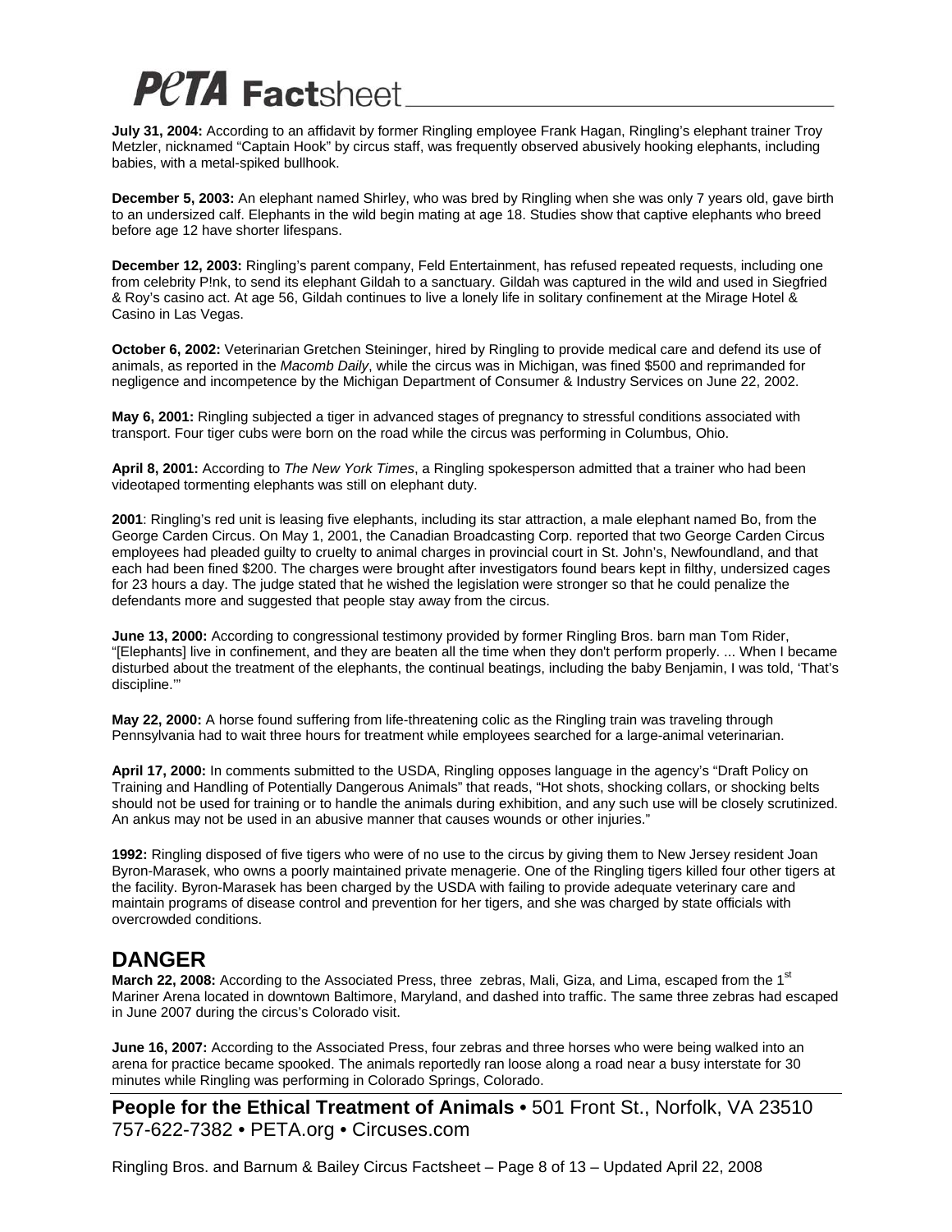**July 31, 2004:** According to an affidavit by former Ringling employee Frank Hagan, Ringling's elephant trainer Troy Metzler, nicknamed "Captain Hook" by circus staff, was frequently observed abusively hooking elephants, including babies, with a metal-spiked bullhook.

**December 5, 2003:** An elephant named Shirley, who was bred by Ringling when she was only 7 years old, gave birth to an undersized calf. Elephants in the wild begin mating at age 18. Studies show that captive elephants who breed before age 12 have shorter lifespans.

**December 12, 2003:** Ringling's parent company, Feld Entertainment, has refused repeated requests, including one from celebrity P!nk, to send its elephant Gildah to a sanctuary. Gildah was captured in the wild and used in Siegfried & Roy's casino act. At age 56, Gildah continues to live a lonely life in solitary confinement at the Mirage Hotel & Casino in Las Vegas.

**October 6, 2002:** Veterinarian Gretchen Steininger, hired by Ringling to provide medical care and defend its use of animals, as reported in the *Macomb Daily*, while the circus was in Michigan, was fined $500 and reprimanded for negligence and incompetence by the Michigan Department of Consumer & Industry Services on June 22, 2002.

**May 6, 2001:** Ringling subjected a tiger in advanced stages of pregnancy to stressful conditions associated with transport. Four tiger cubs were born on the road while the circus was performing in Columbus, Ohio.

**April 8, 2001:** According to *The New York Times*, a Ringling spokesperson admitted that a trainer who had been videotaped tormenting elephants was still on elephant duty.

**2001**: Ringling's red unit is leasing five elephants, including its star attraction, a male elephant named Bo, from the George Carden Circus. On May 1, 2001, the Canadian Broadcasting Corp. reported that two George Carden Circus employees had pleaded guilty to cruelty to animal charges in provincial court in St. John's, Newfoundland, and that each had been fined $200. The charges were brought after investigators found bears kept in filthy, undersized cages for 23 hours a day. The judge stated that he wished the legislation were stronger so that he could penalize the defendants more and suggested that people stay away from the circus.

**June 13, 2000:** According to congressional testimony provided by former Ringling Bros. barn man Tom Rider, "[Elephants] live in confinement, and they are beaten all the time when they don't perform properly. ... When I became disturbed about the treatment of the elephants, the continual beatings, including the baby Benjamin, I was told, 'That's discipline.'"

**May 22, 2000:** A horse found suffering from life-threatening colic as the Ringling train was traveling through Pennsylvania had to wait three hours for treatment while employees searched for a large-animal veterinarian.

**April 17, 2000:** In comments submitted to the USDA, Ringling opposes language in the agency's "Draft Policy on Training and Handling of Potentially Dangerous Animals" that reads, "Hot shots, shocking collars, or shocking belts should not be used for training or to handle the animals during exhibition, and any such use will be closely scrutinized. An ankus may not be used in an abusive manner that causes wounds or other injuries."

**1992:** Ringling disposed of five tigers who were of no use to the circus by giving them to New Jersey resident Joan Byron-Marasek, who owns a poorly maintained private menagerie. One of the Ringling tigers killed four other tigers at the facility. Byron-Marasek has been charged by the USDA with failing to provide adequate veterinary care and maintain programs of disease control and prevention for her tigers, and she was charged by state officials with overcrowded conditions.

## DANGER

**March 22, 2008:** According to the Associated Press, three zebras, Mali, Giza, and Lima, escaped from the 1st Mariner Arena located in downtown Baltimore, Maryland, and dashed into traffic. The same three zebras had escaped in June 2007 during the circus's Colorado visit.

**June 16, 2007:** According to the Associated Press, four zebras and three horses who were being walked into an arena for practice became spooked. The animals reportedly ran loose along a road near a busy interstate for 30 minutes while Ringling was performing in Colorado Springs, Colorado.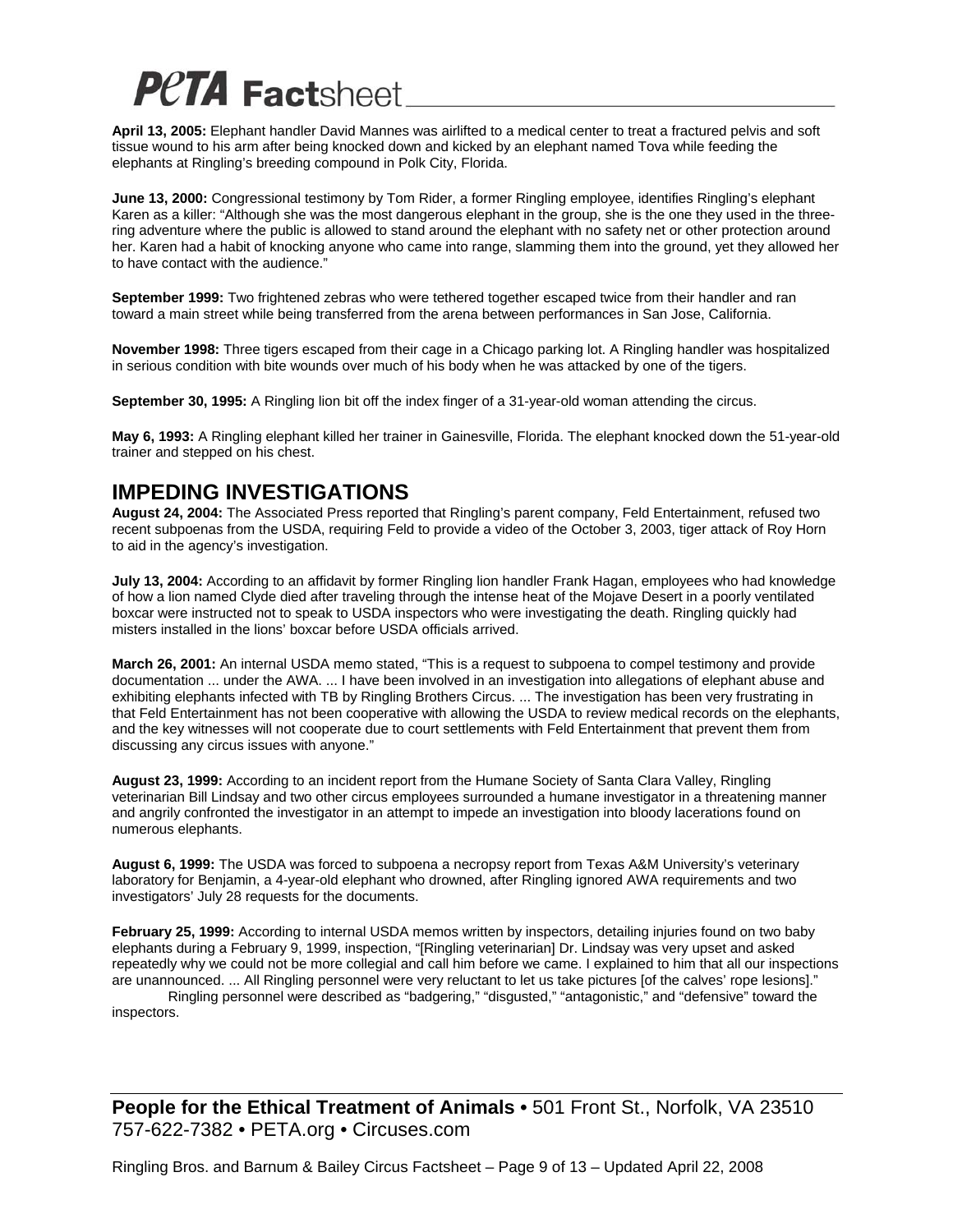**April 13, 2005:** Elephant handler David Mannes was airlifted to a medical center to treat a fractured pelvis and soft tissue wound to his arm after being knocked down and kicked by an elephant named Tova while feeding the elephants at Ringling's breeding compound in Polk City, Florida.

**June 13, 2000:** Congressional testimony by Tom Rider, a former Ringling employee, identifies Ringling's elephant Karen as a killer: "Although she was the most dangerous elephant in the group, she is the one they used in the three-ring adventure where the public is allowed to stand around the elephant with no safety net or other protection around her. Karen had a habit of knocking anyone who came into range, slamming them into the ground, yet they allowed her to have contact with the audience."

**September 1999:** Two frightened zebras who were tethered together escaped twice from their handler and ran toward a main street while being transferred from the arena between performances in San Jose, California.

**November 1998:** Three tigers escaped from their cage in a Chicago parking lot. A Ringling handler was hospitalized in serious condition with bite wounds over much of his body when he was attacked by one of the tigers.

**September 30, 1995:** A Ringling lion bit off the index finger of a 31-year-old woman attending the circus.

**May 6, 1993:** A Ringling elephant killed her trainer in Gainesville, Florida. The elephant knocked down the 51-year-old trainer and stepped on his chest.

## IMPEDING INVESTIGATIONS

**August 24, 2004:** The Associated Press reported that Ringling's parent company, Feld Entertainment, refused two recent subpoenas from the USDA, requiring Feld to provide a video of the October 3, 2003, tiger attack of Roy Horn to aid in the agency's investigation.

**July 13, 2004:** According to an affidavit by former Ringling lion handler Frank Hagan, employees who had knowledge of how a lion named Clyde died after traveling through the intense heat of the Mojave Desert in a poorly ventilated boxcar were instructed not to speak to USDA inspectors who were investigating the death. Ringling quickly had misters installed in the lions' boxcar before USDA officials arrived.

**March 26, 2001:** An internal USDA memo stated, "This is a request to subpoena to compel testimony and provide documentation ... under the AWA. ... I have been involved in an investigation into allegations of elephant abuse and exhibiting elephants infected with TB by Ringling Brothers Circus. ... The investigation has been very frustrating in that Feld Entertainment has not been cooperative with allowing the USDA to review medical records on the elephants, and the key witnesses will not cooperate due to court settlements with Feld Entertainment that prevent them from discussing any circus issues with anyone."

**August 23, 1999:** According to an incident report from the Humane Society of Santa Clara Valley, Ringling veterinarian Bill Lindsay and two other circus employees surrounded a humane investigator in a threatening manner and angrily confronted the investigator in an attempt to impede an investigation into bloody lacerations found on numerous elephants.

**August 6, 1999:** The USDA was forced to subpoena a necropsy report from Texas A&M University's veterinary laboratory for Benjamin, a 4-year-old elephant who drowned, after Ringling ignored AWA requirements and two investigators' July 28 requests for the documents.

**February 25, 1999:** According to internal USDA memos written by inspectors, detailing injuries found on two baby elephants during a February 9, 1999, inspection, "[Ringling veterinarian] Dr. Lindsay was very upset and asked repeatedly why we could not be more collegial and call him before we came. I explained to him that all our inspections are unannounced. ... All Ringling personnel were very reluctant to let us take pictures [of the calves' rope lesions]."

Ringling personnel were described as "badgering," "disgusted," "antagonistic," and "defensive" toward the inspectors.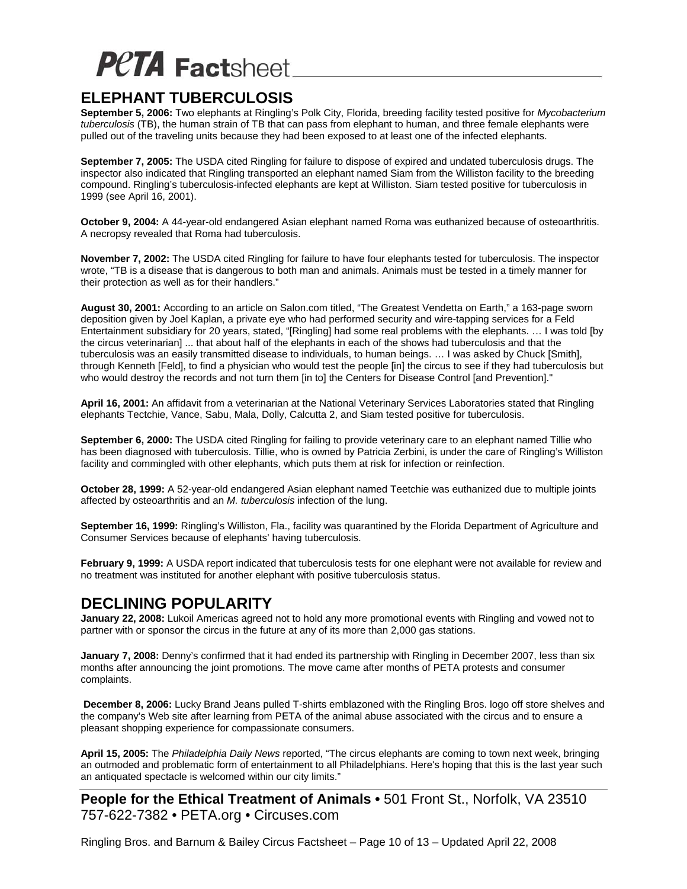# PETA Factsheet

## ELEPHANT TUBERCULOSIS

**September 5, 2006:** Two elephants at Ringling's Polk City, Florida, breeding facility tested positive for *Mycobacterium tuberculosis* (TB), the human strain of TB that can pass from elephant to human, and three female elephants were pulled out of the traveling units because they had been exposed to at least one of the infected elephants.

**September 7, 2005:** The USDA cited Ringling for failure to dispose of expired and undated tuberculosis drugs. The inspector also indicated that Ringling transported an elephant named Siam from the Williston facility to the breeding compound. Ringling's tuberculosis-infected elephants are kept at Williston. Siam tested positive for tuberculosis in 1999 (see April 16, 2001).

**October 9, 2004:** A 44-year-old endangered Asian elephant named Roma was euthanized because of osteoarthritis. A necropsy revealed that Roma had tuberculosis.

**November 7, 2002:** The USDA cited Ringling for failure to have four elephants tested for tuberculosis. The inspector wrote, "TB is a disease that is dangerous to both man and animals. Animals must be tested in a timely manner for their protection as well as for their handlers."

**August 30, 2001:** According to an article on Salon.com titled, "The Greatest Vendetta on Earth," a 163-page sworn deposition given by Joel Kaplan, a private eye who had performed security and wire-tapping services for a Feld Entertainment subsidiary for 20 years, stated, "[Ringling] had some real problems with the elephants. … I was told [by the circus veterinarian] ... that about half of the elephants in each of the shows had tuberculosis and that the tuberculosis was an easily transmitted disease to individuals, to human beings. … I was asked by Chuck [Smith], through Kenneth [Feld], to find a physician who would test the people [in] the circus to see if they had tuberculosis but who would destroy the records and not turn them [in to] the Centers for Disease Control [and Prevention]."

**April 16, 2001:** An affidavit from a veterinarian at the National Veterinary Services Laboratories stated that Ringling elephants Tectchie, Vance, Sabu, Mala, Dolly, Calcutta 2, and Siam tested positive for tuberculosis.

**September 6, 2000:** The USDA cited Ringling for failing to provide veterinary care to an elephant named Tillie who has been diagnosed with tuberculosis. Tillie, who is owned by Patricia Zerbini, is under the care of Ringling's Williston facility and commingled with other elephants, which puts them at risk for infection or reinfection.

**October 28, 1999:** A 52-year-old endangered Asian elephant named Teetchie was euthanized due to multiple joints affected by osteoarthritis and an *M. tuberculosis* infection of the lung.

**September 16, 1999:** Ringling's Williston, Fla., facility was quarantined by the Florida Department of Agriculture and Consumer Services because of elephants' having tuberculosis.

**February 9, 1999:** A USDA report indicated that tuberculosis tests for one elephant were not available for review and no treatment was instituted for another elephant with positive tuberculosis status.

## DECLINING POPULARITY

**January 22, 2008:** Lukoil Americas agreed not to hold any more promotional events with Ringling and vowed not to partner with or sponsor the circus in the future at any of its more than 2,000 gas stations.

**January 7, 2008:** Denny's confirmed that it had ended its partnership with Ringling in December 2007, less than six months after announcing the joint promotions. The move came after months of PETA protests and consumer complaints.

**December 8, 2006:** Lucky Brand Jeans pulled T-shirts emblazoned with the Ringling Bros. logo off store shelves and the company's Web site after learning from PETA of the animal abuse associated with the circus and to ensure a pleasant shopping experience for compassionate consumers.

**April 15, 2005:** The *Philadelphia Daily News* reported, "The circus elephants are coming to town next week, bringing an outmoded and problematic form of entertainment to all Philadelphians. Here's hoping that this is the last year such an antiquated spectacle is welcomed within our city limits."

**People for the Ethical Treatment of Animals** • 501 Front St., Norfolk, VA 23510
757-622-7382 • PETA.org • Circuses.com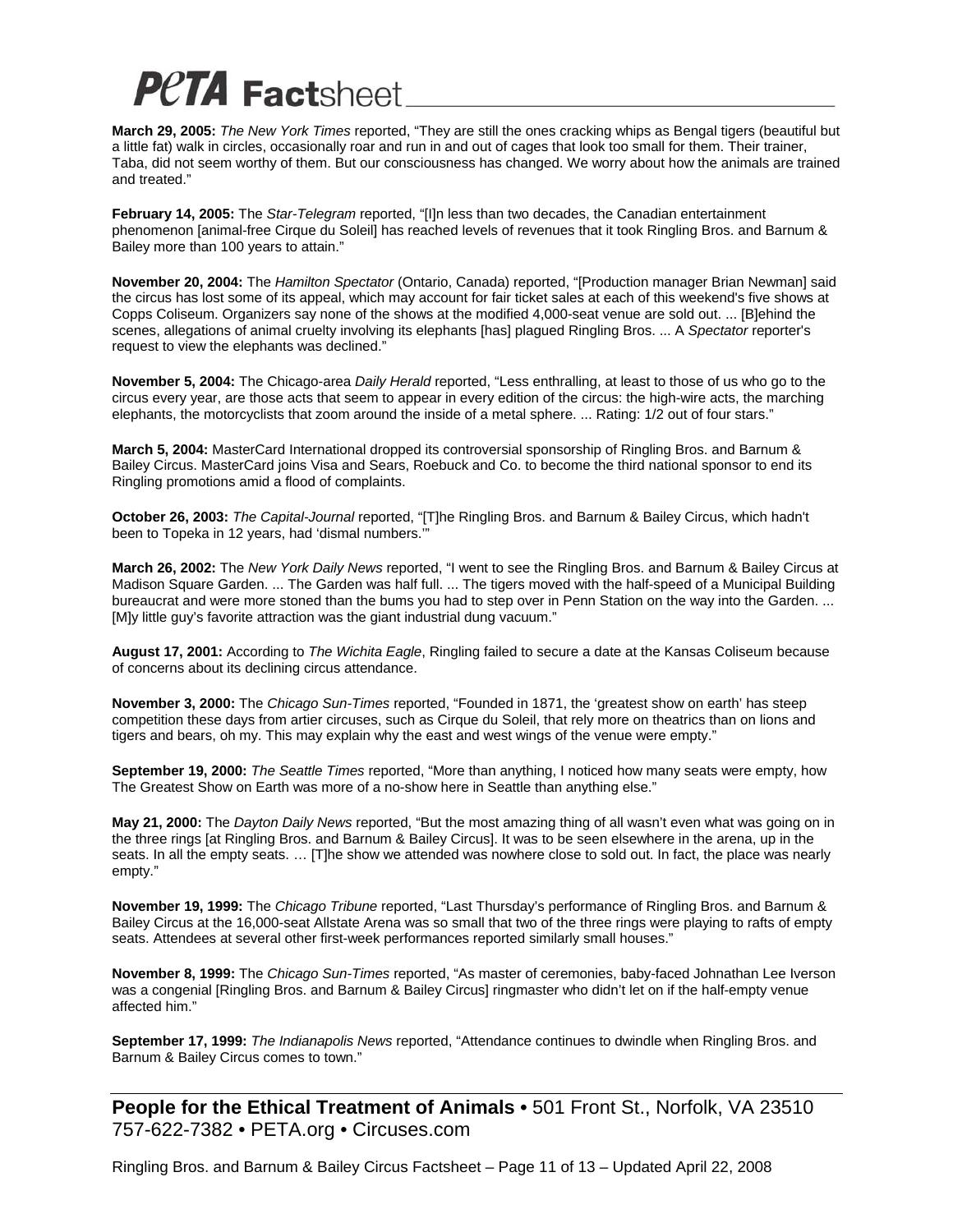**March 29, 2005:** *The New York Times* reported, "They are still the ones cracking whips as Bengal tigers (beautiful but a little fat) walk in circles, occasionally roar and run in and out of cages that look too small for them. Their trainer, Taba, did not seem worthy of them. But our consciousness has changed. We worry about how the animals are trained and treated."

**February 14, 2005:** The *Star-Telegram* reported, "[I]n less than two decades, the Canadian entertainment phenomenon [animal-free Cirque du Soleil] has reached levels of revenues that it took Ringling Bros. and Barnum & Bailey more than 100 years to attain."

**November 20, 2004:** The *Hamilton Spectator* (Ontario, Canada) reported, "[Production manager Brian Newman] said the circus has lost some of its appeal, which may account for fair ticket sales at each of this weekend's five shows at Copps Coliseum. Organizers say none of the shows at the modified 4,000-seat venue are sold out. ... [B]ehind the scenes, allegations of animal cruelty involving its elephants [has] plagued Ringling Bros. ... A *Spectator* reporter's request to view the elephants was declined."

**November 5, 2004:** The Chicago-area *Daily Herald* reported, "Less enthralling, at least to those of us who go to the circus every year, are those acts that seem to appear in every edition of the circus: the high-wire acts, the marching elephants, the motorcyclists that zoom around the inside of a metal sphere. ... Rating: 1/2 out of four stars."

**March 5, 2004:** MasterCard International dropped its controversial sponsorship of Ringling Bros. and Barnum & Bailey Circus. MasterCard joins Visa and Sears, Roebuck and Co. to become the third national sponsor to end its Ringling promotions amid a flood of complaints.

**October 26, 2003:** *The Capital-Journal* reported, "[T]he Ringling Bros. and Barnum & Bailey Circus, which hadn't been to Topeka in 12 years, had 'dismal numbers.'"

**March 26, 2002:** The *New York Daily News* reported, "I went to see the Ringling Bros. and Barnum & Bailey Circus at Madison Square Garden. ... The Garden was half full. ... The tigers moved with the half-speed of a Municipal Building bureaucrat and were more stoned than the bums you had to step over in Penn Station on the way into the Garden. ... [M]y little guy's favorite attraction was the giant industrial dung vacuum."

**August 17, 2001:** According to *The Wichita Eagle*, Ringling failed to secure a date at the Kansas Coliseum because of concerns about its declining circus attendance.

**November 3, 2000:** The *Chicago Sun-Times* reported, "Founded in 1871, the 'greatest show on earth' has steep competition these days from artier circuses, such as Cirque du Soleil, that rely more on theatrics than on lions and tigers and bears, oh my. This may explain why the east and west wings of the venue were empty."

**September 19, 2000:** *The Seattle Times* reported, "More than anything, I noticed how many seats were empty, how The Greatest Show on Earth was more of a no-show here in Seattle than anything else."

**May 21, 2000:** The *Dayton Daily News* reported, "But the most amazing thing of all wasn't even what was going on in the three rings [at Ringling Bros. and Barnum & Bailey Circus]. It was to be seen elsewhere in the arena, up in the seats. In all the empty seats. … [T]he show we attended was nowhere close to sold out. In fact, the place was nearly empty."

**November 19, 1999:** The *Chicago Tribune* reported, "Last Thursday's performance of Ringling Bros. and Barnum & Bailey Circus at the 16,000-seat Allstate Arena was so small that two of the three rings were playing to rafts of empty seats. Attendees at several other first-week performances reported similarly small houses."

**November 8, 1999:** The *Chicago Sun-Times* reported, "As master of ceremonies, baby-faced Johnathan Lee Iverson was a congenial [Ringling Bros. and Barnum & Bailey Circus] ringmaster who didn't let on if the half-empty venue affected him."

**September 17, 1999:** *The Indianapolis News* reported, "Attendance continues to dwindle when Ringling Bros. and Barnum & Bailey Circus comes to town."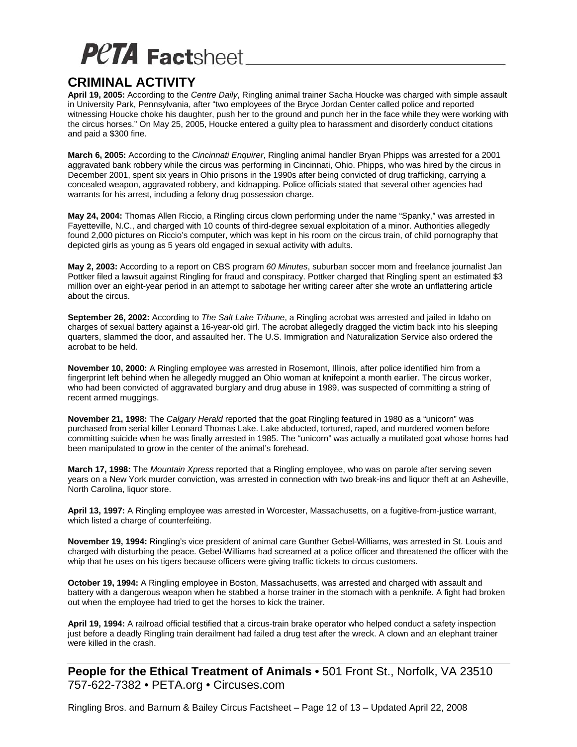# PeTA Factsheet

## CRIMINAL ACTIVITY

**April 19, 2005:** According to the *Centre Daily*, Ringling animal trainer Sacha Houcke was charged with simple assault in University Park, Pennsylvania, after "two employees of the Bryce Jordan Center called police and reported witnessing Houcke choke his daughter, push her to the ground and punch her in the face while they were working with the circus horses." On May 25, 2005, Houcke entered a guilty plea to harassment and disorderly conduct citations and paid a $300 fine.

**March 6, 2005:** According to the *Cincinnati Enquirer*, Ringling animal handler Bryan Phipps was arrested for a 2001 aggravated bank robbery while the circus was performing in Cincinnati, Ohio. Phipps, who was hired by the circus in December 2001, spent six years in Ohio prisons in the 1990s after being convicted of drug trafficking, carrying a concealed weapon, aggravated robbery, and kidnapping. Police officials stated that several other agencies had warrants for his arrest, including a felony drug possession charge.

**May 24, 2004:** Thomas Allen Riccio, a Ringling circus clown performing under the name "Spanky," was arrested in Fayetteville, N.C., and charged with 10 counts of third-degree sexual exploitation of a minor. Authorities allegedly found 2,000 pictures on Riccio's computer, which was kept in his room on the circus train, of child pornography that depicted girls as young as 5 years old engaged in sexual activity with adults.

**May 2, 2003:** According to a report on CBS program *60 Minutes*, suburban soccer mom and freelance journalist Jan Pottker filed a lawsuit against Ringling for fraud and conspiracy. Pottker charged that Ringling spent an estimated $3 million over an eight-year period in an attempt to sabotage her writing career after she wrote an unflattering article about the circus.

**September 26, 2002:** According to *The Salt Lake Tribune*, a Ringling acrobat was arrested and jailed in Idaho on charges of sexual battery against a 16-year-old girl. The acrobat allegedly dragged the victim back into his sleeping quarters, slammed the door, and assaulted her. The U.S. Immigration and Naturalization Service also ordered the acrobat to be held.

**November 10, 2000:** A Ringling employee was arrested in Rosemont, Illinois, after police identified him from a fingerprint left behind when he allegedly mugged an Ohio woman at knifepoint a month earlier. The circus worker, who had been convicted of aggravated burglary and drug abuse in 1989, was suspected of committing a string of recent armed muggings.

**November 21, 1998:** The *Calgary Herald* reported that the goat Ringling featured in 1980 as a "unicorn" was purchased from serial killer Leonard Thomas Lake. Lake abducted, tortured, raped, and murdered women before committing suicide when he was finally arrested in 1985. The "unicorn" was actually a mutilated goat whose horns had been manipulated to grow in the center of the animal's forehead.

**March 17, 1998:** The *Mountain Xpress* reported that a Ringling employee, who was on parole after serving seven years on a New York murder conviction, was arrested in connection with two break-ins and liquor theft at an Asheville, North Carolina, liquor store.

**April 13, 1997:** A Ringling employee was arrested in Worcester, Massachusetts, on a fugitive-from-justice warrant, which listed a charge of counterfeiting.

**November 19, 1994:** Ringling's vice president of animal care Gunther Gebel-Williams, was arrested in St. Louis and charged with disturbing the peace. Gebel-Williams had screamed at a police officer and threatened the officer with the whip that he uses on his tigers because officers were giving traffic tickets to circus customers.

**October 19, 1994:** A Ringling employee in Boston, Massachusetts, was arrested and charged with assault and battery with a dangerous weapon when he stabbed a horse trainer in the stomach with a penknife. A fight had broken out when the employee had tried to get the horses to kick the trainer.

**April 19, 1994:** A railroad official testified that a circus-train brake operator who helped conduct a safety inspection just before a deadly Ringling train derailment had failed a drug test after the wreck. A clown and an elephant trainer were killed in the crash.

**People for the Ethical Treatment of Animals** • 501 Front St., Norfolk, VA 23510
757-622-7382 • PETA.org • Circuses.com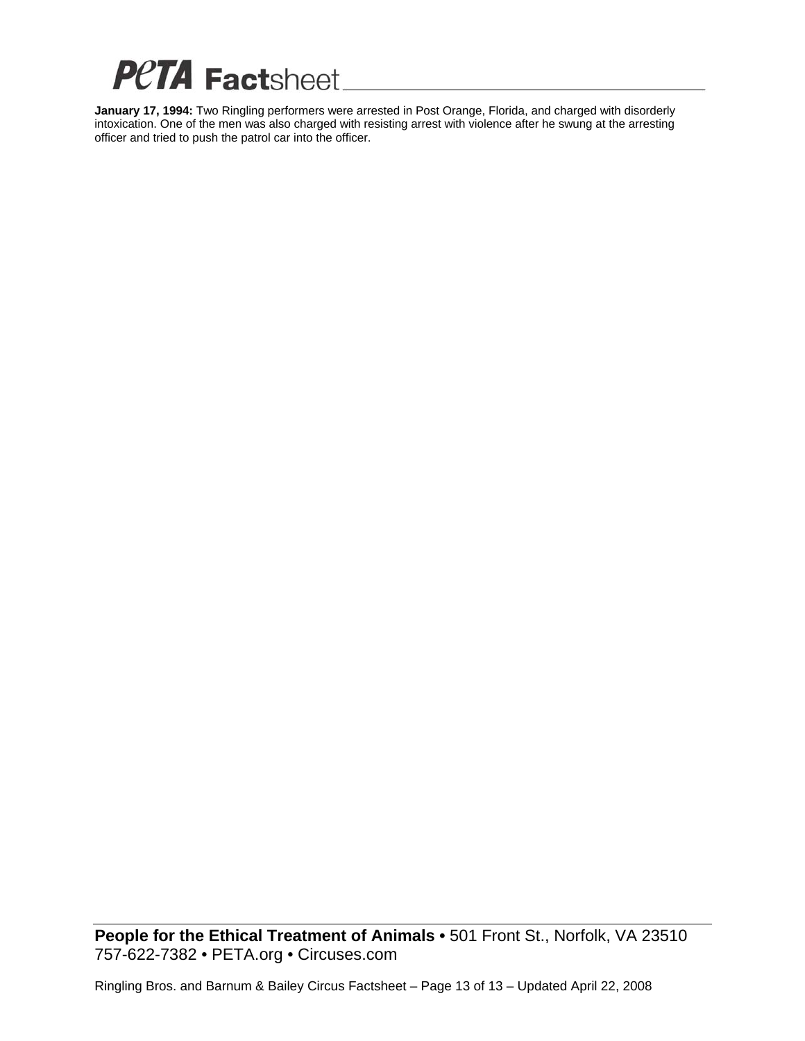**January 17, 1994:** Two Ringling performers were arrested in Post Orange, Florida, and charged with disorderly intoxication. One of the men was also charged with resisting arrest with violence after he swung at the arresting officer and tried to push the patrol car into the officer.